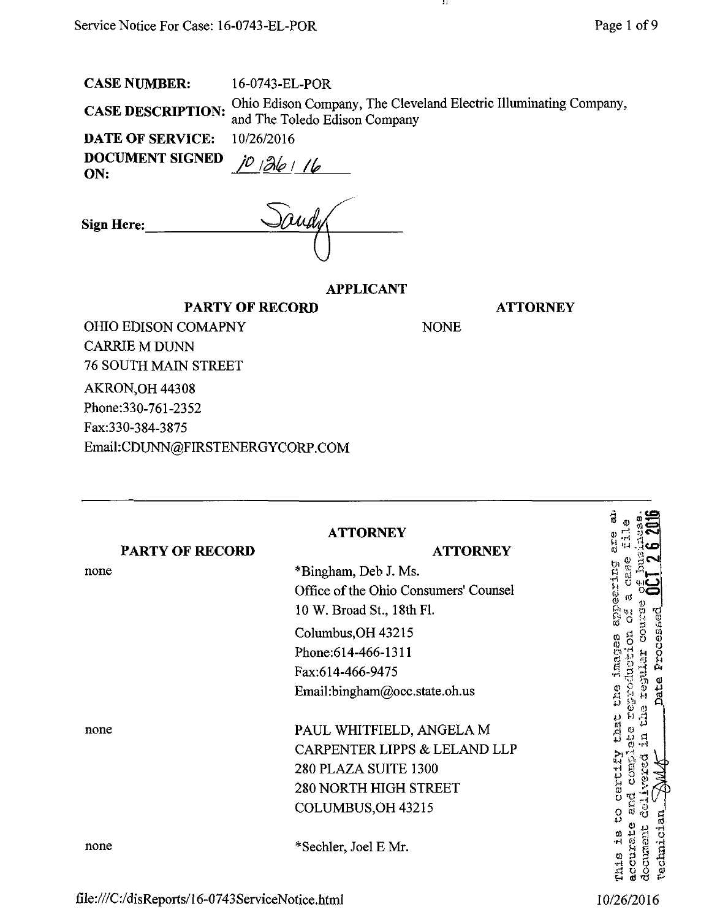**CASE NUMBER:** 16-0743-EL-POR

**CASE DESCRIPTION:** Ohio Edison Company, The Cleveland Electric Illuminating Company, and The Toledo Edison Company

**DATE OF SERVICE:** 10/26/2016

**DOCUMENT SIGNED ON:** 10/26/16

**Sign Here:** Sandy

## APPLICANT

| PARTY OF RECORD | ATTORNEY |
|---|---|
| OHIO EDISON COMAPNY<br>CARRIE M DUNN<br>76 SOUTH MAIN STREET<br>AKRON,OH 44308<br>Phone:330-761-2352<br>Fax:330-384-3875<br>Email:CDUNN@FIRSTENERGYCORP.COM | NONE |

---

## ATTORNEY

| PARTY OF RECORD | ATTORNEY |
|---|---|
| none | *Bingham, Deb J. Ms.<br>Office of the Ohio Consumers' Counsel<br>10 W. Broad St., 18th Fl.<br>Columbus,OH 43215<br>Phone:614-466-1311<br>Fax:614-466-9475<br>Email:bingham@occ.state.oh.us |
| none | PAUL WHITFIELD, ANGELA M<br>CARPENTER LIPPS & LELAND LLP<br>280 PLAZA SUITE 1300<br>280 NORTH HIGH STREET<br>COLUMBUS,OH 43215 |
| none | *Sechler, Joel E Mr. |

This is to certify that the images appearing are an accurate and complete reproduction of a case file document delivered in the regular course of business. Technician ___ Date Processed OCT 26 2016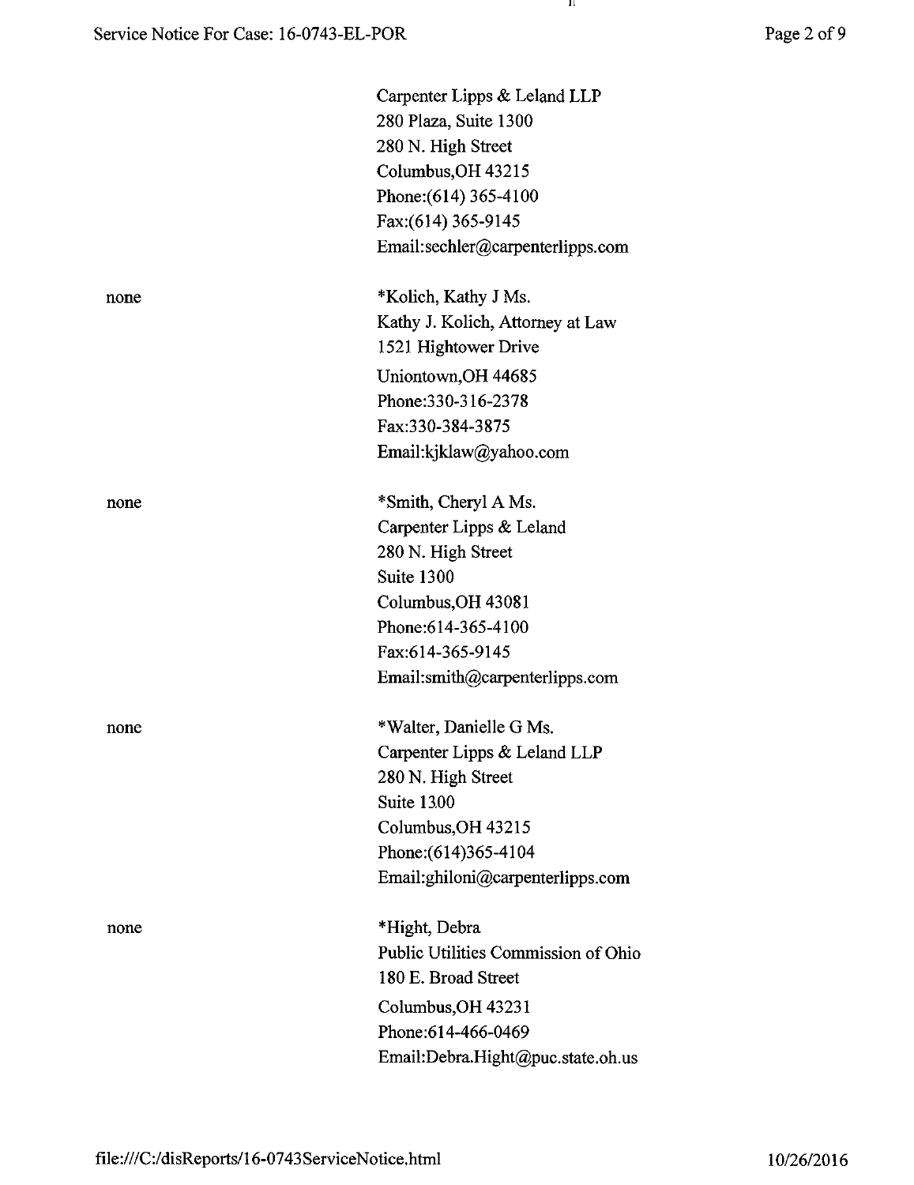Carpenter Lipps & Leland LLP
280 Plaza, Suite 1300
280 N. High Street
Columbus,OH 43215
Phone:(614) 365-4100
Fax:(614) 365-9145
Email:sechler@carpenterlipps.com

| | |
|---|---|
| none | *Kolich, Kathy J Ms.<br>Kathy J. Kolich, Attorney at Law<br>1521 Hightower Drive<br>Uniontown,OH 44685<br>Phone:330-316-2378<br>Fax:330-384-3875<br>Email:kjklaw@yahoo.com |
| none | *Smith, Cheryl A Ms.<br>Carpenter Lipps & Leland<br>280 N. High Street<br>Suite 1300<br>Columbus,OH 43081<br>Phone:614-365-4100<br>Fax:614-365-9145<br>Email:smith@carpenterlipps.com |
| none | *Walter, Danielle G Ms.<br>Carpenter Lipps & Leland LLP<br>280 N. High Street<br>Suite 1300<br>Columbus,OH 43215<br>Phone:(614)365-4104<br>Email:ghiloni@carpenterlipps.com |
| none | *Hight, Debra<br>Public Utilities Commission of Ohio<br>180 E. Broad Street<br>Columbus,OH 43231<br>Phone:614-466-0469<br>Email:Debra.Hight@puc.state.oh.us |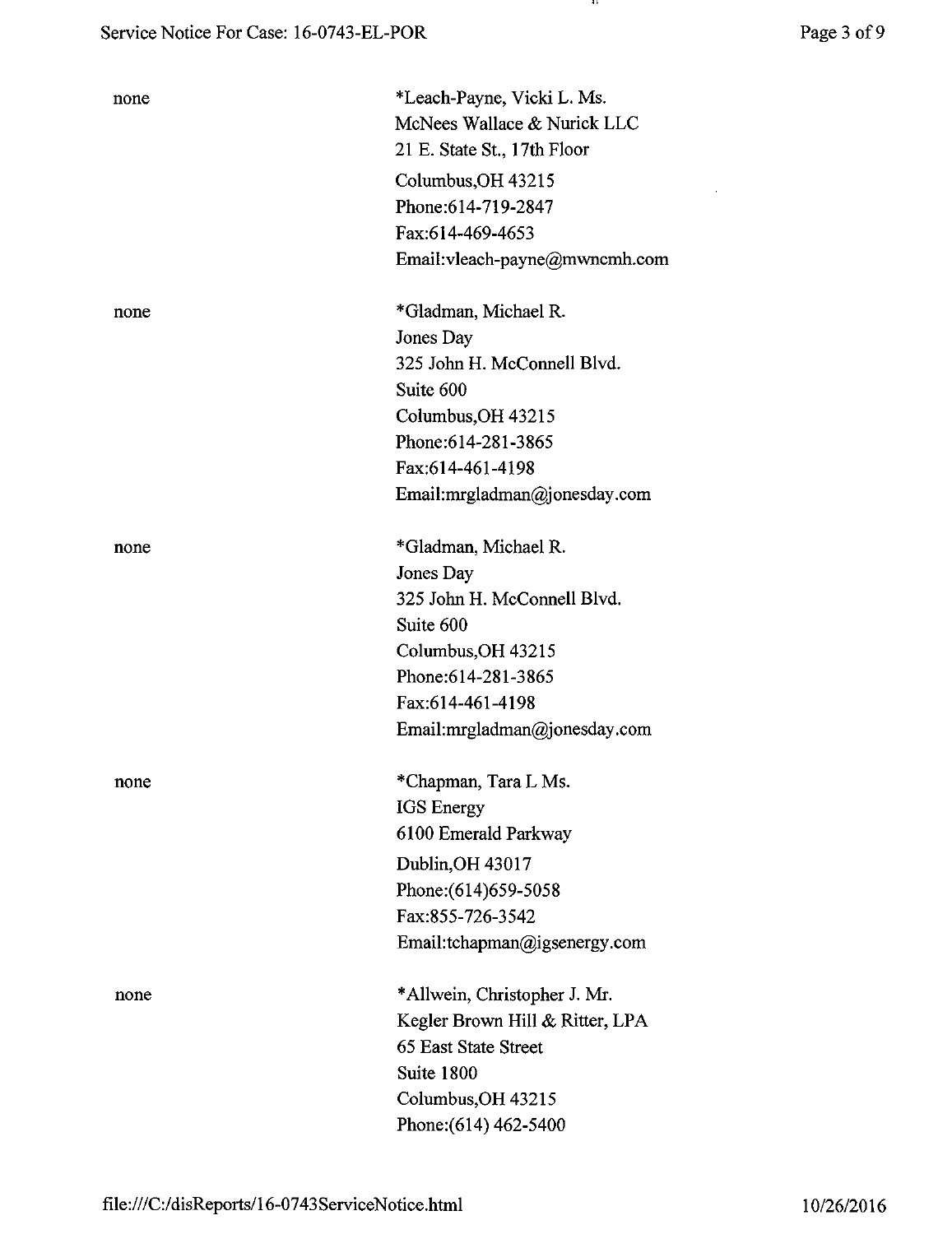none

*Leach-Payne, Vicki L. Ms.
McNees Wallace & Nurick LLC
21 E. State St., 17th Floor
Columbus,OH 43215
Phone:614-719-2847
Fax:614-469-4653
Email:vleach-payne@mwncmh.com

none

*Gladman, Michael R.
Jones Day
325 John H. McConnell Blvd.
Suite 600
Columbus,OH 43215
Phone:614-281-3865
Fax:614-461-4198
Email:mrgladman@jonesday.com

none

*Gladman, Michael R.
Jones Day
325 John H. McConnell Blvd.
Suite 600
Columbus,OH 43215
Phone:614-281-3865
Fax:614-461-4198
Email:mrgladman@jonesday.com

none

*Chapman, Tara L Ms.
IGS Energy
6100 Emerald Parkway
Dublin,OH 43017
Phone:(614)659-5058
Fax:855-726-3542
Email:tchapman@igsenergy.com

none

*Allwein, Christopher J. Mr.
Kegler Brown Hill & Ritter, LPA
65 East State Street
Suite 1800
Columbus,OH 43215
Phone:(614) 462-5400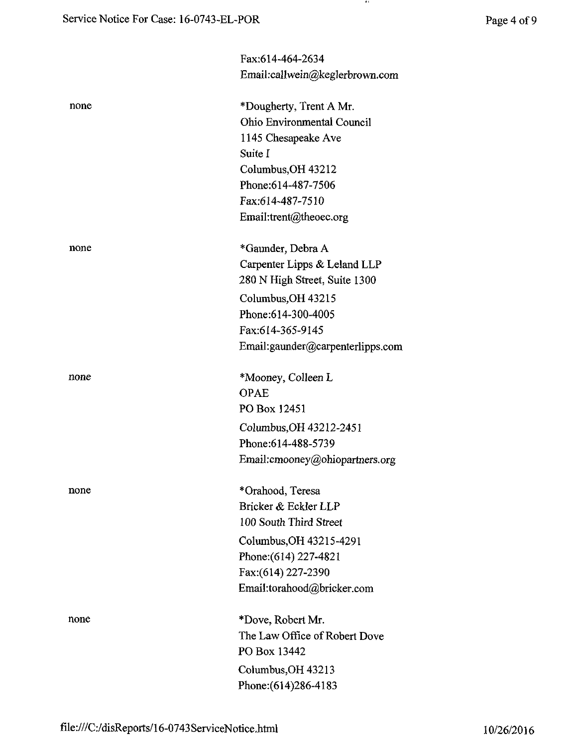Fax:614-464-2634
Email:callwein@keglerbrown.com

none

*Dougherty, Trent A Mr.
Ohio Environmental Council
1145 Chesapeake Ave
Suite I
Columbus,OH 43212
Phone:614-487-7506
Fax:614-487-7510
Email:trent@theoec.org

none

*Gaunder, Debra A
Carpenter Lipps & Leland LLP
280 N High Street, Suite 1300
Columbus,OH 43215
Phone:614-300-4005
Fax:614-365-9145
Email:gaunder@carpenterlipps.com

none

*Mooney, Colleen L
OPAE
PO Box 12451
Columbus,OH 43212-2451
Phone:614-488-5739
Email:cmooney@ohiopartners.org

none

*Orahood, Teresa
Bricker & Eckler LLP
100 South Third Street
Columbus,OH 43215-4291
Phone:(614) 227-4821
Fax:(614) 227-2390
Email:torahood@bricker.com

none

*Dove, Robert Mr.
The Law Office of Robert Dove
PO Box 13442
Columbus,OH 43213
Phone:(614)286-4183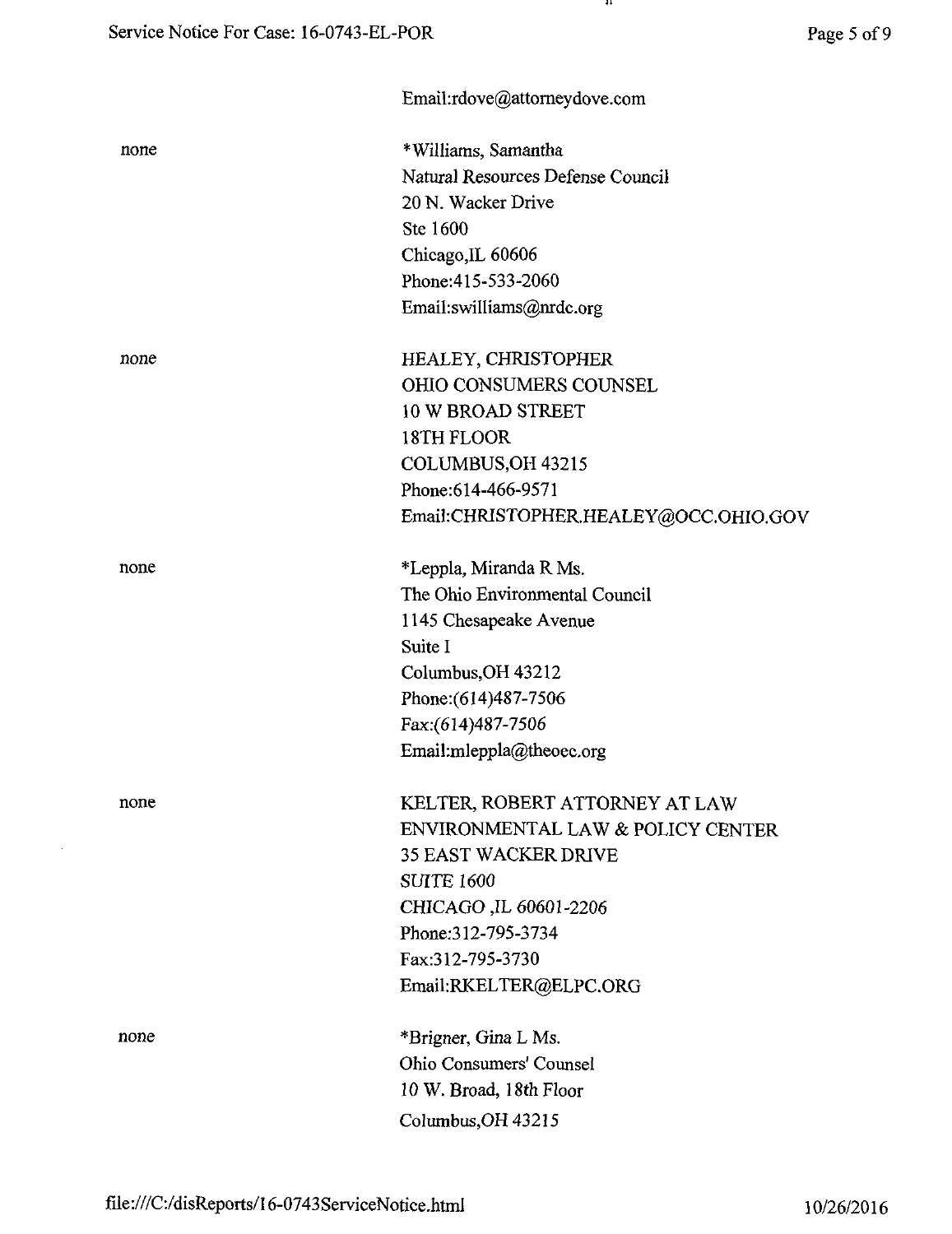Email:rdove@attorneydove.com

none

*Williams, Samantha
Natural Resources Defense Council
20 N. Wacker Drive
Ste 1600
Chicago,IL 60606
Phone:415-533-2060
Email:swilliams@nrdc.org

none

HEALEY, CHRISTOPHER
OHIO CONSUMERS COUNSEL
10 W BROAD STREET
18TH FLOOR
COLUMBUS,OH 43215
Phone:614-466-9571
Email:CHRISTOPHER.HEALEY@OCC.OHIO.GOV

none

*Leppla, Miranda R Ms.
The Ohio Environmental Council
1145 Chesapeake Avenue
Suite I
Columbus,OH 43212
Phone:(614)487-7506
Fax:(614)487-7506
Email:mleppla@theoec.org

none

KELTER, ROBERT ATTORNEY AT LAW
ENVIRONMENTAL LAW & POLICY CENTER
35 EAST WACKER DRIVE
SUITE 1600
CHICAGO ,IL 60601-2206
Phone:312-795-3734
Fax:312-795-3730
Email:RKELTER@ELPC.ORG

none

*Brigner, Gina L Ms.
Ohio Consumers' Counsel
10 W. Broad, 18th Floor
Columbus,OH 43215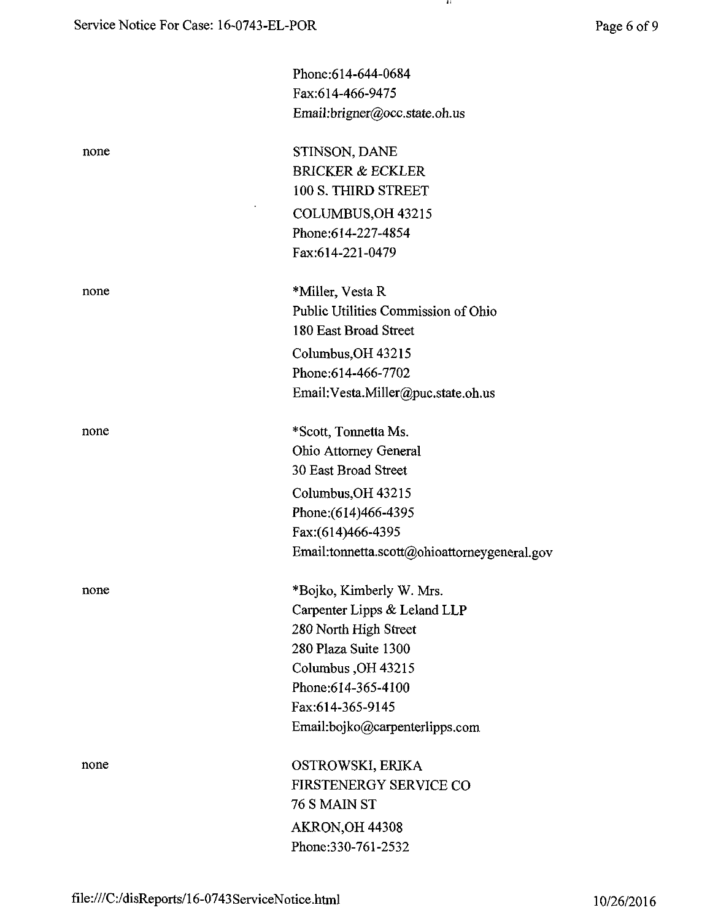Phone:614-644-0684
Fax:614-466-9475
Email:brigner@occ.state.oh.us

| | |
|---|---|
| none | STINSON, DANE<br>BRICKER & ECKLER<br>100 S. THIRD STREET<br>COLUMBUS,OH 43215<br>Phone:614-227-4854<br>Fax:614-221-0479 |
| none | *Miller, Vesta R<br>Public Utilities Commission of Ohio<br>180 East Broad Street<br>Columbus,OH 43215<br>Phone:614-466-7702<br>Email:Vesta.Miller@puc.state.oh.us |
| none | *Scott, Tonnetta Ms.<br>Ohio Attorney General<br>30 East Broad Street<br>Columbus,OH 43215<br>Phone:(614)466-4395<br>Fax:(614)466-4395<br>Email:tonnetta.scott@ohioattorneygeneral.gov |
| none | *Bojko, Kimberly W. Mrs.<br>Carpenter Lipps & Leland LLP<br>280 North High Street<br>280 Plaza Suite 1300<br>Columbus ,OH 43215<br>Phone:614-365-4100<br>Fax:614-365-9145<br>Email:bojko@carpenterlipps.com |
| none | OSTROWSKI, ERIKA<br>FIRSTENERGY SERVICE CO<br>76 S MAIN ST<br>AKRON,OH 44308<br>Phone:330-761-2532 |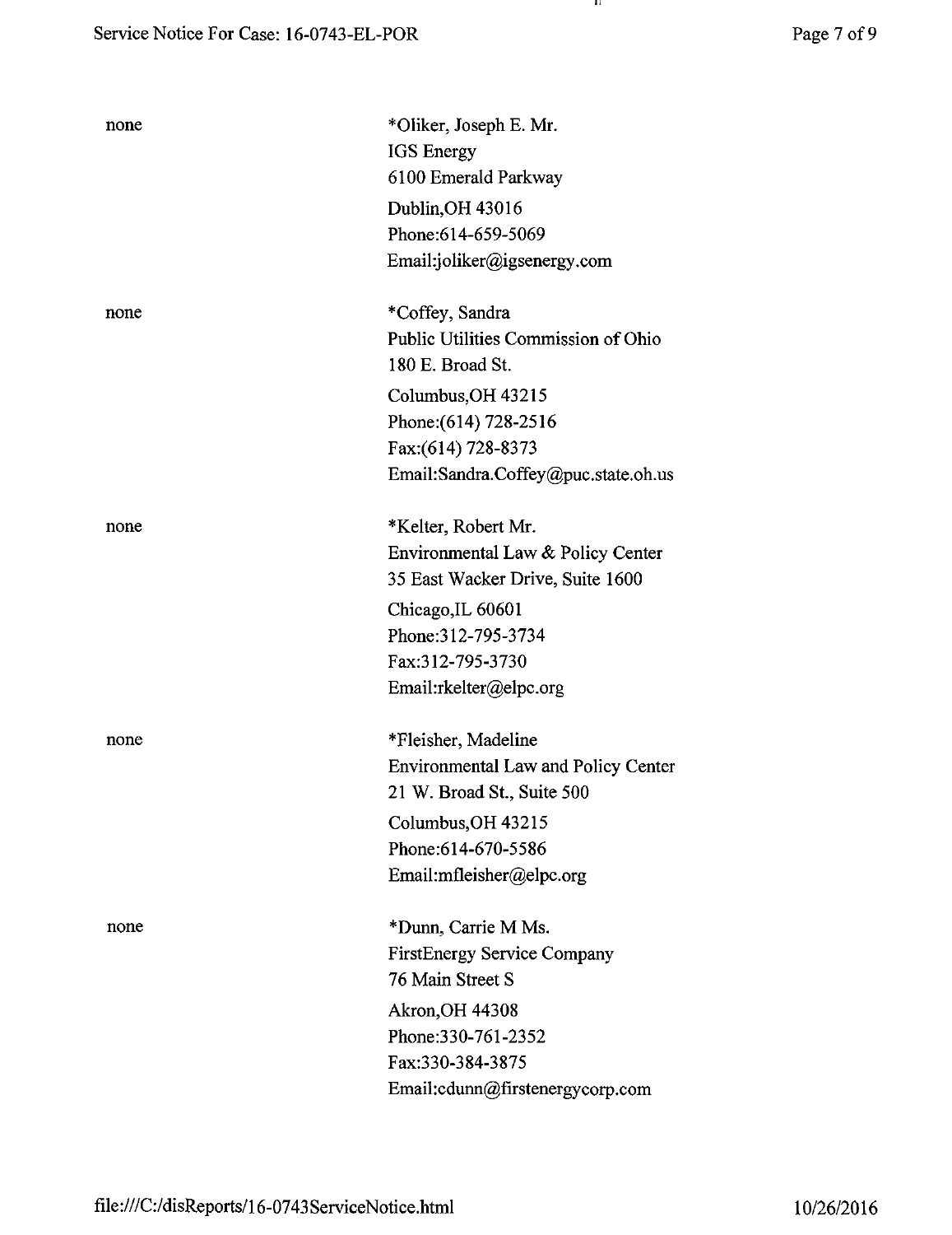| | |
|---|---|
| none | *Oliker, Joseph E. Mr.<br>IGS Energy<br>6100 Emerald Parkway<br>Dublin,OH 43016<br>Phone:614-659-5069<br>Email:joliker@igsenergy.com |
| none | *Coffey, Sandra<br>Public Utilities Commission of Ohio<br>180 E. Broad St.<br>Columbus,OH 43215<br>Phone:(614) 728-2516<br>Fax:(614) 728-8373<br>Email:Sandra.Coffey@puc.state.oh.us |
| none | *Kelter, Robert Mr.<br>Environmental Law & Policy Center<br>35 East Wacker Drive, Suite 1600<br>Chicago,IL 60601<br>Phone:312-795-3734<br>Fax:312-795-3730<br>Email:rkelter@elpc.org |
| none | *Fleisher, Madeline<br>Environmental Law and Policy Center<br>21 W. Broad St., Suite 500<br>Columbus,OH 43215<br>Phone:614-670-5586<br>Email:mfleisher@elpc.org |
| none | *Dunn, Carrie M Ms.<br>FirstEnergy Service Company<br>76 Main Street S<br>Akron,OH 44308<br>Phone:330-761-2352<br>Fax:330-384-3875<br>Email:cdunn@firstenergycorp.com |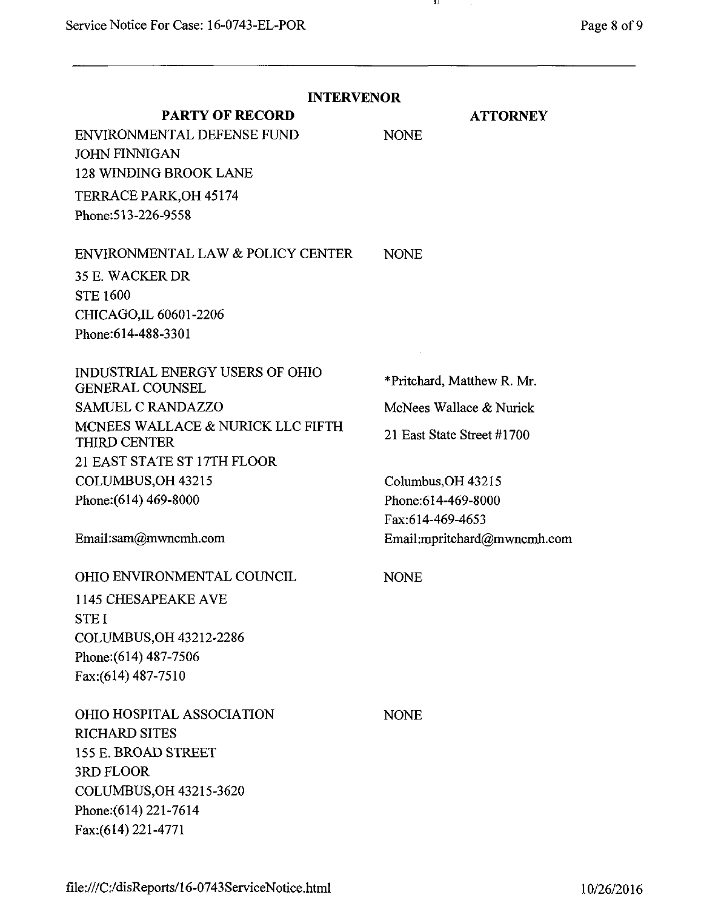## INTERVENOR

| PARTY OF RECORD | ATTORNEY |
|---|---|
| ENVIRONMENTAL DEFENSE FUND<br>JOHN FINNIGAN<br>128 WINDING BROOK LANE<br>TERRACE PARK,OH 45174<br>Phone:513-226-9558 | NONE |
| ENVIRONMENTAL LAW & POLICY CENTER<br>35 E. WACKER DR<br>STE 1600<br>CHICAGO,IL 60601-2206<br>Phone:614-488-3301 | NONE |
| INDUSTRIAL ENERGY USERS OF OHIO GENERAL COUNSEL<br>SAMUEL C RANDAZZO<br>MCNEES WALLACE & NURICK LLC FIFTH THIRD CENTER<br>21 EAST STATE ST 17TH FLOOR<br>COLUMBUS,OH 43215<br>Phone:(614) 469-8000<br>Email:sam@mwncmh.com | *Pritchard, Matthew R. Mr.<br>McNees Wallace & Nurick<br>21 East State Street #1700<br>Columbus,OH 43215<br>Phone:614-469-8000<br>Fax:614-469-4653<br>Email:mpritchard@mwncmh.com |
| OHIO ENVIRONMENTAL COUNCIL<br>1145 CHESAPEAKE AVE<br>STE I<br>COLUMBUS,OH 43212-2286<br>Phone:(614) 487-7506<br>Fax:(614) 487-7510 | NONE |
| OHIO HOSPITAL ASSOCIATION<br>RICHARD SITES<br>155 E. BROAD STREET<br>3RD FLOOR<br>COLUMBUS,OH 43215-3620<br>Phone:(614) 221-7614<br>Fax:(614) 221-4771 | NONE |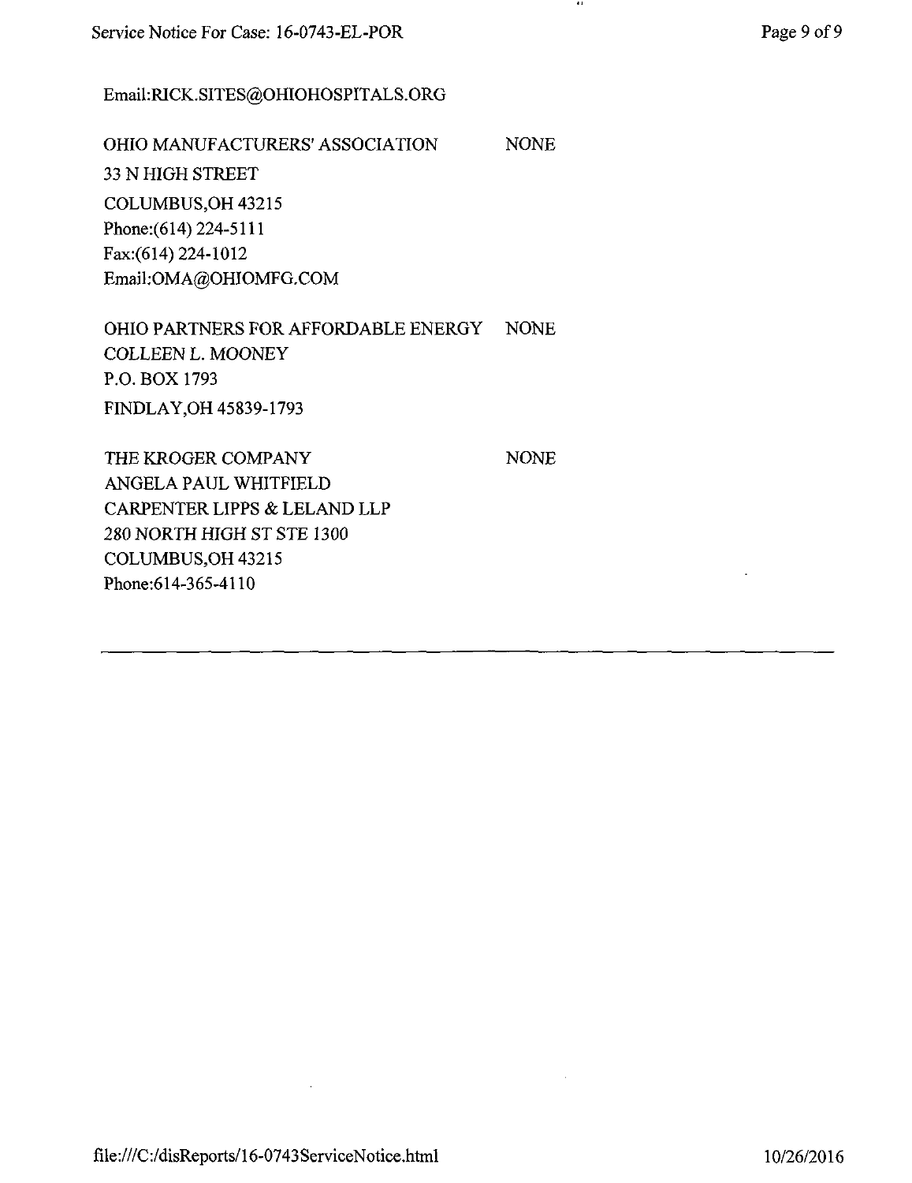Email:RICK.SITES@OHIOHOSPITALS.ORG

OHIO MANUFACTURERS' ASSOCIATION NONE
33 N HIGH STREET
COLUMBUS,OH 43215
Phone:(614) 224-5111
Fax:(614) 224-1012
Email:OMA@OHIOMFG.COM

OHIO PARTNERS FOR AFFORDABLE ENERGY NONE
COLLEEN L. MOONEY
P.O. BOX 1793
FINDLAY,OH 45839-1793

THE KROGER COMPANY NONE
ANGELA PAUL WHITFIELD
CARPENTER LIPPS & LELAND LLP
280 NORTH HIGH ST STE 1300
COLUMBUS,OH 43215
Phone:614-365-4110